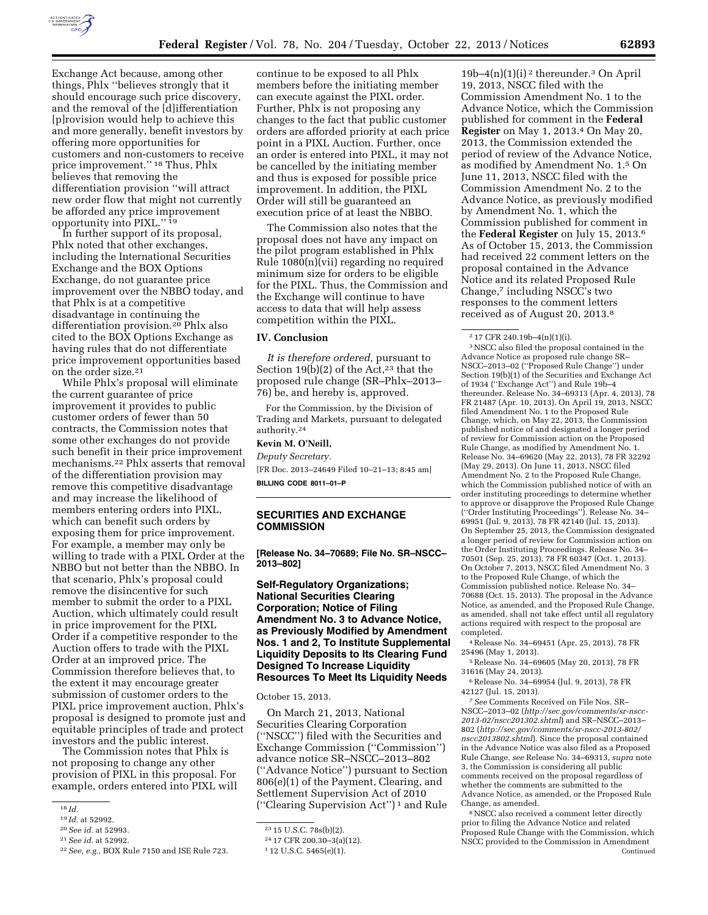Exchange Act because, among other things, Phlx "believes strongly that it should encourage such price discovery, and the removal of the [d]ifferentiation [p]rovision would help to achieve this and more generally, benefit investors by offering more opportunities for customers and non-customers to receive price improvement." [18] Thus, Phlx believes that removing the differentiation provision "will attract new order flow that might not currently be afforded any price improvement opportunity into PIXL." [19]

In further support of its proposal, Phlx noted that other exchanges, including the International Securities Exchange and the BOX Options Exchange, do not guarantee price improvement over the NBBO today, and that Phlx is at a competitive disadvantage in continuing the differentiation provision.[20] Phlx also cited to the BOX Options Exchange as having rules that do not differentiate price improvement opportunities based on the order size.[21]

While Phlx's proposal will eliminate the current guarantee of price improvement it provides to public customer orders of fewer than 50 contracts, the Commission notes that some other exchanges do not provide such benefit in their price improvement mechanisms.[22] Phlx asserts that removal of the differentiation provision may remove this competitive disadvantage and may increase the likelihood of members entering orders into PIXL, which can benefit such orders by exposing them for price improvement. For example, a member may only be willing to trade with a PIXL Order at the NBBO but not better than the NBBO. In that scenario, Phlx's proposal could remove the disincentive for such member to submit the order to a PIXL Auction, which ultimately could result in price improvement for the PIXL Order if a competitive responder to the Auction offers to trade with the PIXL Order at an improved price. The Commission therefore believes that, to the extent it may encourage greater submission of customer orders to the PIXL price improvement auction, Phlx's proposal is designed to promote just and equitable principles of trade and protect investors and the public interest.

The Commission notes that Phlx is not proposing to change any other provision of PIXL in this proposal. For example, orders entered into PIXL will continue to be exposed to all Phlx members before the initiating member can execute against the PIXL order. Further, Phlx is not proposing any changes to the fact that public customer orders are afforded priority at each price point in a PIXL Auction. Further, once an order is entered into PIXL, it may not be cancelled by the initiating member and thus is exposed for possible price improvement. In addition, the PIXL Order will still be guaranteed an execution price of at least the NBBO.

The Commission also notes that the proposal does not have any impact on the pilot program established in Phlx Rule 1080(n)(vii) regarding no required minimum size for orders to be eligible for the PIXL. Thus, the Commission and the Exchange will continue to have access to data that will help assess competition within the PIXL.

## IV. Conclusion

*It is therefore ordered,* pursuant to Section 19(b)(2) of the Act,[23] that the proposed rule change (SR–Phlx–2013–76) be, and hereby is, approved.

For the Commission, by the Division of Trading and Markets, pursuant to delegated authority.[24]

**Kevin M. O'Neill,**

*Deputy Secretary.*

[FR Doc. 2013–24649 Filed 10–21–13; 8:45 am]

**BILLING CODE 8011–01–P**

## SECURITIES AND EXCHANGE COMMISSION

**[Release No. 34–70689; File No. SR–NSCC–2013–802]**

### Self-Regulatory Organizations; National Securities Clearing Corporation; Notice of Filing Amendment No. 3 to Advance Notice, as Previously Modified by Amendment Nos. 1 and 2, To Institute Supplemental Liquidity Deposits to Its Clearing Fund Designed To Increase Liquidity Resources To Meet Its Liquidity Needs

October 15, 2013.

On March 21, 2013, National Securities Clearing Corporation ("NSCC") filed with the Securities and Exchange Commission ("Commission") advance notice SR–NSCC–2013–802 ("Advance Notice") pursuant to Section 806(e)(1) of the Payment, Clearing, and Settlement Supervision Act of 2010 ("Clearing Supervision Act") [1] and Rule 19b–4(n)(1)(i) [2] thereunder.[3] On April 19, 2013, NSCC filed with the Commission Amendment No. 1 to the Advance Notice, which the Commission published for comment in the **Federal Register** on May 1, 2013.[4] On May 20, 2013, the Commission extended the period of review of the Advance Notice, as modified by Amendment No. 1.[5] On June 11, 2013, NSCC filed with the Commission Amendment No. 2 to the Advance Notice, as previously modified by Amendment No. 1, which the Commission published for comment in the **Federal Register** on July 15, 2013.[6] As of October 15, 2013, the Commission had received 22 comment letters on the proposal contained in the Advance Notice and its related Proposed Rule Change,[7] including NSCC's two responses to the comment letters received as of August 20, 2013.[8]

---

[18] *Id.*

[19] *Id.* at 52992.

[20] *See id.* at 52993.

[21] *See id.* at 52992.

[22] *See, e.g.,* BOX Rule 7150 and ISE Rule 723.

[23] 15 U.S.C. 78s(b)(2).

[24] 17 CFR 200.30–3(a)(12).

[1] 12 U.S.C. 5465(e)(1).

[2] 17 CFR 240.19b–4(n)(1)(i).

[3] NSCC also filed the proposal contained in the Advance Notice as proposed rule change SR–NSCC–2013–02 ("Proposed Rule Change") under Section 19(b)(1) of the Securities and Exchange Act of 1934 ("Exchange Act") and Rule 19b–4 thereunder. Release No. 34–69313 (Apr. 4, 2013), 78 FR 21487 (Apr. 10, 2013). On April 19, 2013, NSCC filed Amendment No. 1 to the Proposed Rule Change, which, on May 22, 2013, the Commission published notice of and designated a longer period of review for Commission action on the Proposed Rule Change, as modified by Amendment No. 1. Release No. 34–69620 (May 22, 2013), 78 FR 32292 (May 29, 2013). On June 11, 2013, NSCC filed Amendment No. 2 to the Proposed Rule Change, which the Commission published notice of with an order instituting proceedings to determine whether to approve or disapprove the Proposed Rule Change ("Order Instituting Proceedings"). Release No. 34–69951 (Jul. 9, 2013), 78 FR 42140 (Jul. 15, 2013). On September 25, 2013, the Commission designated a longer period of review for Commission action on the Order Instituting Proceedings. Release No. 34–70501 (Sep. 25, 2013), 78 FR 60347 (Oct. 1, 2013). On October 7, 2013, NSCC filed Amendment No. 3 to the Proposed Rule Change, of which the Commission published notice. Release No. 34–70688 (Oct. 15, 2013). The proposal in the Advance Notice, as amended, and the Proposed Rule Change, as amended, shall not take effect until all regulatory actions required with respect to the proposal are completed.

[4] Release No. 34–69451 (Apr. 25, 2013), 78 FR 25496 (May 1, 2013).

[5] Release No. 34–69605 (May 20, 2013), 78 FR 31616 (May 24, 2013).

[6] Release No. 34–69954 (Jul. 9, 2013), 78 FR 42127 (Jul. 15, 2013).

[7] *See* Comments Received on File Nos. SR–NSCC–2013–02 (*http://sec.gov/comments/sr-nscc-2013-02/nscc201302.shtml*) and SR–NSCC–2013–802 (*http://sec.gov/comments/sr-nscc-2013-802/nscc2013802.shtml*). Since the proposal contained in the Advance Notice was also filed as a Proposed Rule Change, *see* Release No. 34–69313, *supra* note 3, the Commission is considering all public comments received on the proposal regardless of whether the comments are submitted to the Advance Notice, as amended, or the Proposed Rule Change, as amended.

[8] NSCC also received a comment letter directly prior to filing the Advance Notice and related Proposed Rule Change with the Commission, which NSCC provided to the Commission in Amendment Continued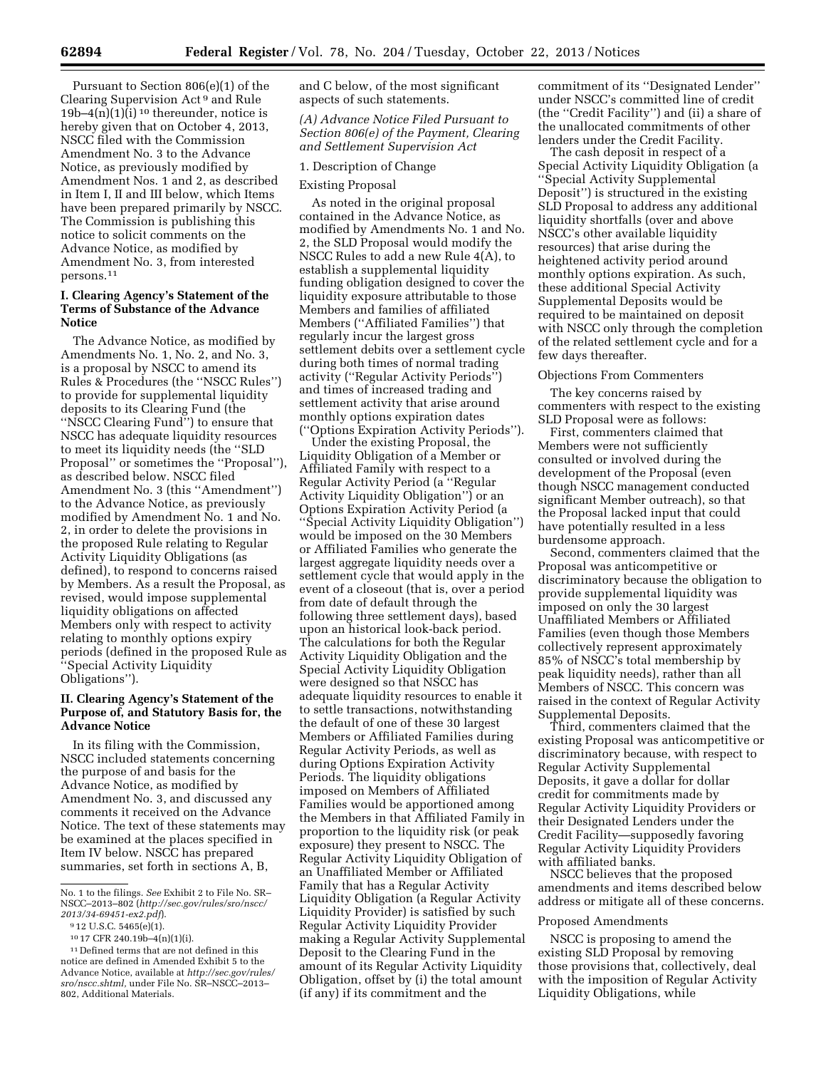Pursuant to Section 806(e)(1) of the Clearing Supervision Act [9] and Rule 19b–4(n)(1)(i) [10] thereunder, notice is hereby given that on October 4, 2013, NSCC filed with the Commission Amendment No. 3 to the Advance Notice, as previously modified by Amendment Nos. 1 and 2, as described in Item I, II and III below, which Items have been prepared primarily by NSCC. The Commission is publishing this notice to solicit comments on the Advance Notice, as modified by Amendment No. 3, from interested persons.[11]

## I. Clearing Agency's Statement of the Terms of Substance of the Advance Notice

The Advance Notice, as modified by Amendments No. 1, No. 2, and No. 3, is a proposal by NSCC to amend its Rules & Procedures (the ''NSCC Rules'') to provide for supplemental liquidity deposits to its Clearing Fund (the ''NSCC Clearing Fund'') to ensure that NSCC has adequate liquidity resources to meet its liquidity needs (the ''SLD Proposal'' or sometimes the ''Proposal''), as described below. NSCC filed Amendment No. 3 (this ''Amendment'') to the Advance Notice, as previously modified by Amendment No. 1 and No. 2, in order to delete the provisions in the proposed Rule relating to Regular Activity Liquidity Obligations (as defined), to respond to concerns raised by Members. As a result the Proposal, as revised, would impose supplemental liquidity obligations on affected Members only with respect to activity relating to monthly options expiry periods (defined in the proposed Rule as ''Special Activity Liquidity Obligations'').

## II. Clearing Agency's Statement of the Purpose of, and Statutory Basis for, the Advance Notice

In its filing with the Commission, NSCC included statements concerning the purpose of and basis for the Advance Notice, as modified by Amendment No. 3, and discussed any comments it received on the Advance Notice. The text of these statements may be examined at the places specified in Item IV below. NSCC has prepared summaries, set forth in sections A, B, and C below, of the most significant aspects of such statements.

### *(A) Advance Notice Filed Pursuant to Section 806(e) of the Payment, Clearing and Settlement Supervision Act*

#### 1. Description of Change

#### Existing Proposal

As noted in the original proposal contained in the Advance Notice, as modified by Amendments No. 1 and No. 2, the SLD Proposal would modify the NSCC Rules to add a new Rule 4(A), to establish a supplemental liquidity funding obligation designed to cover the liquidity exposure attributable to those Members and families of affiliated Members (''Affiliated Families'') that regularly incur the largest gross settlement debits over a settlement cycle during both times of normal trading activity (''Regular Activity Periods'') and times of increased trading and settlement activity that arise around monthly options expiration dates (''Options Expiration Activity Periods'').

Under the existing Proposal, the Liquidity Obligation of a Member or Affiliated Family with respect to a Regular Activity Period (a ''Regular Activity Liquidity Obligation'') or an Options Expiration Activity Period (a ''Special Activity Liquidity Obligation'') would be imposed on the 30 Members or Affiliated Families who generate the largest aggregate liquidity needs over a settlement cycle that would apply in the event of a closeout (that is, over a period from date of default through the following three settlement days), based upon an historical look-back period. The calculations for both the Regular Activity Liquidity Obligation and the Special Activity Liquidity Obligation were designed so that NSCC has adequate liquidity resources to enable it to settle transactions, notwithstanding the default of one of these 30 largest Members or Affiliated Families during Regular Activity Periods, as well as during Options Expiration Activity Periods. The liquidity obligations imposed on Members of Affiliated Families would be apportioned among the Members in that Affiliated Family in proportion to the liquidity risk (or peak exposure) they present to NSCC. The Regular Activity Liquidity Obligation of an Unaffiliated Member or Affiliated Family that has a Regular Activity Liquidity Obligation (a Regular Activity Liquidity Provider) is satisfied by such Regular Activity Liquidity Provider making a Regular Activity Supplemental Deposit to the Clearing Fund in the amount of its Regular Activity Liquidity Obligation, offset by (i) the total amount (if any) if its commitment and the commitment of its ''Designated Lender'' under NSCC's committed line of credit (the ''Credit Facility'') and (ii) a share of the unallocated commitments of other lenders under the Credit Facility.

The cash deposit in respect of a Special Activity Liquidity Obligation (a ''Special Activity Supplemental Deposit'') is structured in the existing SLD Proposal to address any additional liquidity shortfalls (over and above NSCC's other available liquidity resources) that arise during the heightened activity period around monthly options expiration. As such, these additional Special Activity Supplemental Deposits would be required to be maintained on deposit with NSCC only through the completion of the related settlement cycle and for a few days thereafter.

#### Objections From Commenters

The key concerns raised by commenters with respect to the existing SLD Proposal were as follows:

First, commenters claimed that Members were not sufficiently consulted or involved during the development of the Proposal (even though NSCC management conducted significant Member outreach), so that the Proposal lacked input that could have potentially resulted in a less burdensome approach.

Second, commenters claimed that the Proposal was anticompetitive or discriminatory because the obligation to provide supplemental liquidity was imposed on only the 30 largest Unaffiliated Members or Affiliated Families (even though those Members collectively represent approximately 85% of NSCC's total membership by peak liquidity needs), rather than all Members of NSCC. This concern was raised in the context of Regular Activity Supplemental Deposits.

Third, commenters claimed that the existing Proposal was anticompetitive or discriminatory because, with respect to Regular Activity Supplemental Deposits, it gave a dollar for dollar credit for commitments made by Regular Activity Liquidity Providers or their Designated Lenders under the Credit Facility—supposedly favoring Regular Activity Liquidity Providers with affiliated banks.

NSCC believes that the proposed amendments and items described below address or mitigate all of these concerns.

#### Proposed Amendments

NSCC is proposing to amend the existing SLD Proposal by removing those provisions that, collectively, deal with the imposition of Regular Activity Liquidity Obligations, while

---

No. 1 to the filings. *See* Exhibit 2 to File No. SR–NSCC–2013–802 (*http://sec.gov/rules/sro/nscc/2013/34-69451-ex2.pdf*).

[9] 12 U.S.C. 5465(e)(1).

[10] 17 CFR 240.19b–4(n)(1)(i).

[11] Defined terms that are not defined in this notice are defined in Amended Exhibit 5 to the Advance Notice, available at *http://sec.gov/rules/sro/nscc.shtml,* under File No. SR–NSCC–2013–802, Additional Materials.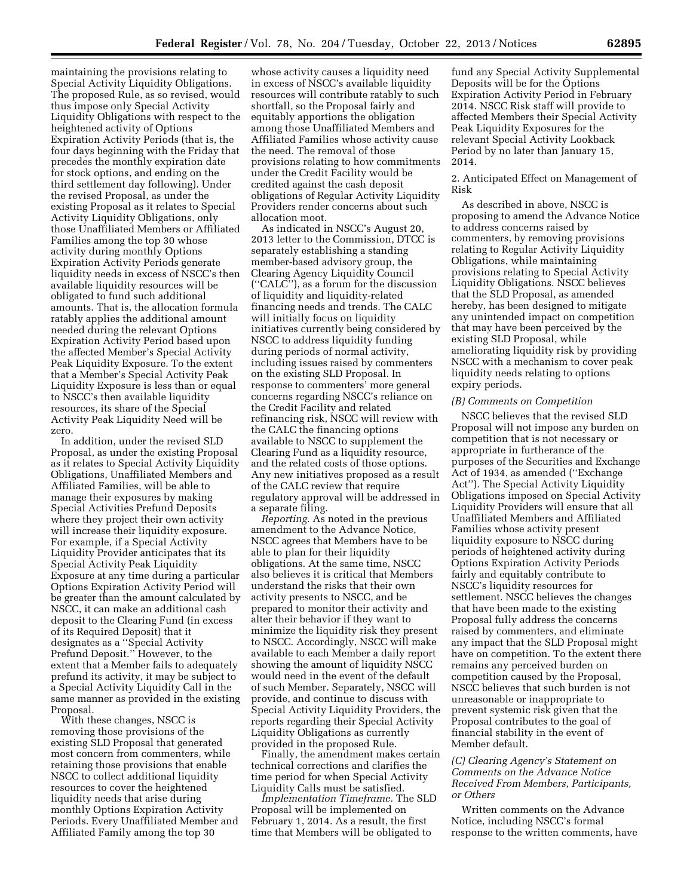maintaining the provisions relating to Special Activity Liquidity Obligations. The proposed Rule, as so revised, would thus impose only Special Activity Liquidity Obligations with respect to the heightened activity of Options Expiration Activity Periods (that is, the four days beginning with the Friday that precedes the monthly expiration date for stock options, and ending on the third settlement day following). Under the revised Proposal, as under the existing Proposal as it relates to Special Activity Liquidity Obligations, only those Unaffiliated Members or Affiliated Families among the top 30 whose activity during monthly Options Expiration Activity Periods generate liquidity needs in excess of NSCC's then available liquidity resources will be obligated to fund such additional amounts. That is, the allocation formula ratably applies the additional amount needed during the relevant Options Expiration Activity Period based upon the affected Member's Special Activity Peak Liquidity Exposure. To the extent that a Member's Special Activity Peak Liquidity Exposure is less than or equal to NSCC's then available liquidity resources, its share of the Special Activity Peak Liquidity Need will be zero.

In addition, under the revised SLD Proposal, as under the existing Proposal as it relates to Special Activity Liquidity Obligations, Unaffiliated Members and Affiliated Families, will be able to manage their exposures by making Special Activities Prefund Deposits where they project their own activity will increase their liquidity exposure. For example, if a Special Activity Liquidity Provider anticipates that its Special Activity Peak Liquidity Exposure at any time during a particular Options Expiration Activity Period will be greater than the amount calculated by NSCC, it can make an additional cash deposit to the Clearing Fund (in excess of its Required Deposit) that it designates as a ''Special Activity Prefund Deposit.'' However, to the extent that a Member fails to adequately prefund its activity, it may be subject to a Special Activity Liquidity Call in the same manner as provided in the existing Proposal.

With these changes, NSCC is removing those provisions of the existing SLD Proposal that generated most concern from commenters, while retaining those provisions that enable NSCC to collect additional liquidity resources to cover the heightened liquidity needs that arise during monthly Options Expiration Activity Periods. Every Unaffiliated Member and Affiliated Family among the top 30 whose activity causes a liquidity need in excess of NSCC's available liquidity resources will contribute ratably to such shortfall, so the Proposal fairly and equitably apportions the obligation among those Unaffiliated Members and Affiliated Families whose activity cause the need. The removal of those provisions relating to how commitments under the Credit Facility would be credited against the cash deposit obligations of Regular Activity Liquidity Providers render concerns about such allocation moot.

As indicated in NSCC's August 20, 2013 letter to the Commission, DTCC is separately establishing a standing member-based advisory group, the Clearing Agency Liquidity Council (''CALC''), as a forum for the discussion of liquidity and liquidity-related financing needs and trends. The CALC will initially focus on liquidity initiatives currently being considered by NSCC to address liquidity funding during periods of normal activity, including issues raised by commenters on the existing SLD Proposal. In response to commenters' more general concerns regarding NSCC's reliance on the Credit Facility and related refinancing risk, NSCC will review with the CALC the financing options available to NSCC to supplement the Clearing Fund as a liquidity resource, and the related costs of those options. Any new initiatives proposed as a result of the CALC review that require regulatory approval will be addressed in a separate filing.

*Reporting.* As noted in the previous amendment to the Advance Notice, NSCC agrees that Members have to be able to plan for their liquidity obligations. At the same time, NSCC also believes it is critical that Members understand the risks that their own activity presents to NSCC, and be prepared to monitor their activity and alter their behavior if they want to minimize the liquidity risk they present to NSCC. Accordingly, NSCC will make available to each Member a daily report showing the amount of liquidity NSCC would need in the event of the default of such Member. Separately, NSCC will provide, and continue to discuss with Special Activity Liquidity Providers, the reports regarding their Special Activity Liquidity Obligations as currently provided in the proposed Rule.

Finally, the amendment makes certain technical corrections and clarifies the time period for when Special Activity Liquidity Calls must be satisfied.

*Implementation Timeframe.* The SLD Proposal will be implemented on February 1, 2014. As a result, the first time that Members will be obligated to fund any Special Activity Supplemental Deposits will be for the Options Expiration Activity Period in February 2014. NSCC Risk staff will provide to affected Members their Special Activity Peak Liquidity Exposures for the relevant Special Activity Lookback Period by no later than January 15, 2014.

2. Anticipated Effect on Management of Risk

As described in above, NSCC is proposing to amend the Advance Notice to address concerns raised by commenters, by removing provisions relating to Regular Activity Liquidity Obligations, while maintaining provisions relating to Special Activity Liquidity Obligations. NSCC believes that the SLD Proposal, as amended hereby, has been designed to mitigate any unintended impact on competition that may have been perceived by the existing SLD Proposal, while ameliorating liquidity risk by providing NSCC with a mechanism to cover peak liquidity needs relating to options expiry periods.

*(B) Comments on Competition*

NSCC believes that the revised SLD Proposal will not impose any burden on competition that is not necessary or appropriate in furtherance of the purposes of the Securities and Exchange Act of 1934, as amended (''Exchange Act''). The Special Activity Liquidity Obligations imposed on Special Activity Liquidity Providers will ensure that all Unaffiliated Members and Affiliated Families whose activity present liquidity exposure to NSCC during periods of heightened activity during Options Expiration Activity Periods fairly and equitably contribute to NSCC's liquidity resources for settlement. NSCC believes the changes that have been made to the existing Proposal fully address the concerns raised by commenters, and eliminate any impact that the SLD Proposal might have on competition. To the extent there remains any perceived burden on competition caused by the Proposal, NSCC believes that such burden is not unreasonable or inappropriate to prevent systemic risk given that the Proposal contributes to the goal of financial stability in the event of Member default.

*(C) Clearing Agency's Statement on Comments on the Advance Notice Received From Members, Participants, or Others*

Written comments on the Advance Notice, including NSCC's formal response to the written comments, have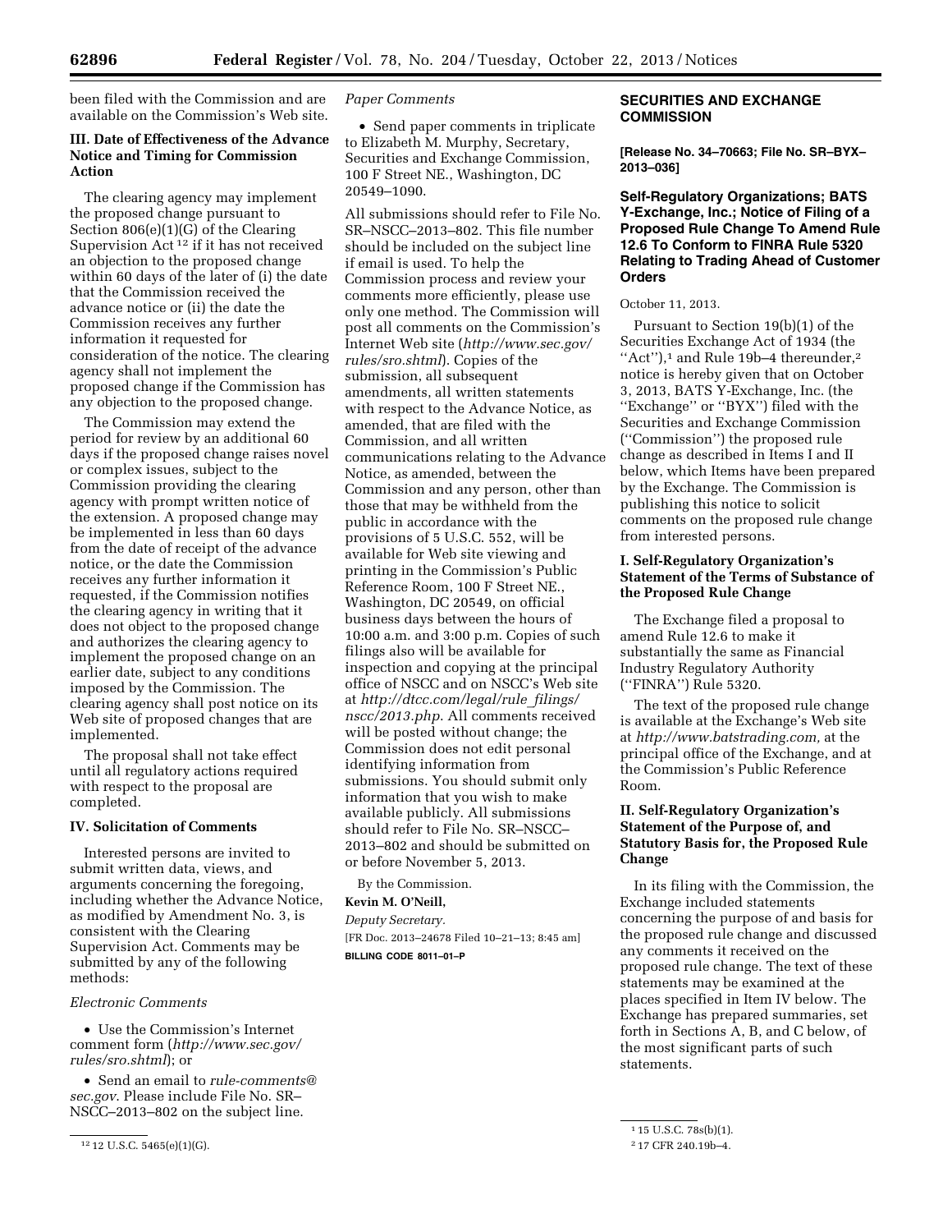been filed with the Commission and are available on the Commission's Web site.

### III. Date of Effectiveness of the Advance Notice and Timing for Commission Action

The clearing agency may implement the proposed change pursuant to Section 806(e)(1)(G) of the Clearing Supervision Act [12] if it has not received an objection to the proposed change within 60 days of the later of (i) the date that the Commission received the advance notice or (ii) the date the Commission receives any further information it requested for consideration of the notice. The clearing agency shall not implement the proposed change if the Commission has any objection to the proposed change.

The Commission may extend the period for review by an additional 60 days if the proposed change raises novel or complex issues, subject to the Commission providing the clearing agency with prompt written notice of the extension. A proposed change may be implemented in less than 60 days from the date of receipt of the advance notice, or the date the Commission receives any further information it requested, if the Commission notifies the clearing agency in writing that it does not object to the proposed change and authorizes the clearing agency to implement the proposed change on an earlier date, subject to any conditions imposed by the Commission. The clearing agency shall post notice on its Web site of proposed changes that are implemented.

The proposal shall not take effect until all regulatory actions required with respect to the proposal are completed.

### IV. Solicitation of Comments

Interested persons are invited to submit written data, views, and arguments concerning the foregoing, including whether the Advance Notice, as modified by Amendment No. 3, is consistent with the Clearing Supervision Act. Comments may be submitted by any of the following methods:

*Electronic Comments*

- Use the Commission's Internet comment form (*http://www.sec.gov/rules/sro.shtml*); or
- Send an email to *rule-comments@sec.gov*. Please include File No. SR–NSCC–2013–802 on the subject line.

*Paper Comments*

- Send paper comments in triplicate to Elizabeth M. Murphy, Secretary, Securities and Exchange Commission, 100 F Street NE., Washington, DC 20549–1090.

All submissions should refer to File No. SR–NSCC–2013–802. This file number should be included on the subject line if email is used. To help the Commission process and review your comments more efficiently, please use only one method. The Commission will post all comments on the Commission's Internet Web site (*http://www.sec.gov/rules/sro.shtml*). Copies of the submission, all subsequent amendments, all written statements with respect to the Advance Notice, as amended, that are filed with the Commission, and all written communications relating to the Advance Notice, as amended, between the Commission and any person, other than those that may be withheld from the public in accordance with the provisions of 5 U.S.C. 552, will be available for Web site viewing and printing in the Commission's Public Reference Room, 100 F Street NE., Washington, DC 20549, on official business days between the hours of 10:00 a.m. and 3:00 p.m. Copies of such filings also will be available for inspection and copying at the principal office of NSCC and on NSCC's Web site at *http://dtcc.com/legal/rule_filings/nscc/2013.php*. All comments received will be posted without change; the Commission does not edit personal identifying information from submissions. You should submit only information that you wish to make available publicly. All submissions should refer to File No. SR–NSCC–2013–802 and should be submitted on or before November 5, 2013.

By the Commission.

**Kevin M. O'Neill,**

*Deputy Secretary.*

[FR Doc. 2013–24678 Filed 10–21–13; 8:45 am]

**BILLING CODE 8011–01–P**

[12] 12 U.S.C. 5465(e)(1)(G).

## SECURITIES AND EXCHANGE COMMISSION

**[Release No. 34–70663; File No. SR–BYX–2013–036]**

## Self-Regulatory Organizations; BATS Y-Exchange, Inc.; Notice of Filing of a Proposed Rule Change To Amend Rule 12.6 To Conform to FINRA Rule 5320 Relating to Trading Ahead of Customer Orders

October 11, 2013.

Pursuant to Section 19(b)(1) of the Securities Exchange Act of 1934 (the "Act"),[1] and Rule 19b–4 thereunder,[2] notice is hereby given that on October 3, 2013, BATS Y-Exchange, Inc. (the "Exchange" or "BYX") filed with the Securities and Exchange Commission ("Commission") the proposed rule change as described in Items I and II below, which Items have been prepared by the Exchange. The Commission is publishing this notice to solicit comments on the proposed rule change from interested persons.

### I. Self-Regulatory Organization's Statement of the Terms of Substance of the Proposed Rule Change

The Exchange filed a proposal to amend Rule 12.6 to make it substantially the same as Financial Industry Regulatory Authority ("FINRA") Rule 5320.

The text of the proposed rule change is available at the Exchange's Web site at *http://www.batstrading.com,* at the principal office of the Exchange, and at the Commission's Public Reference Room.

### II. Self-Regulatory Organization's Statement of the Purpose of, and Statutory Basis for, the Proposed Rule Change

In its filing with the Commission, the Exchange included statements concerning the purpose of and basis for the proposed rule change and discussed any comments it received on the proposed rule change. The text of these statements may be examined at the places specified in Item IV below. The Exchange has prepared summaries, set forth in Sections A, B, and C below, of the most significant parts of such statements.

[1] 15 U.S.C. 78s(b)(1).

[2] 17 CFR 240.19b–4.